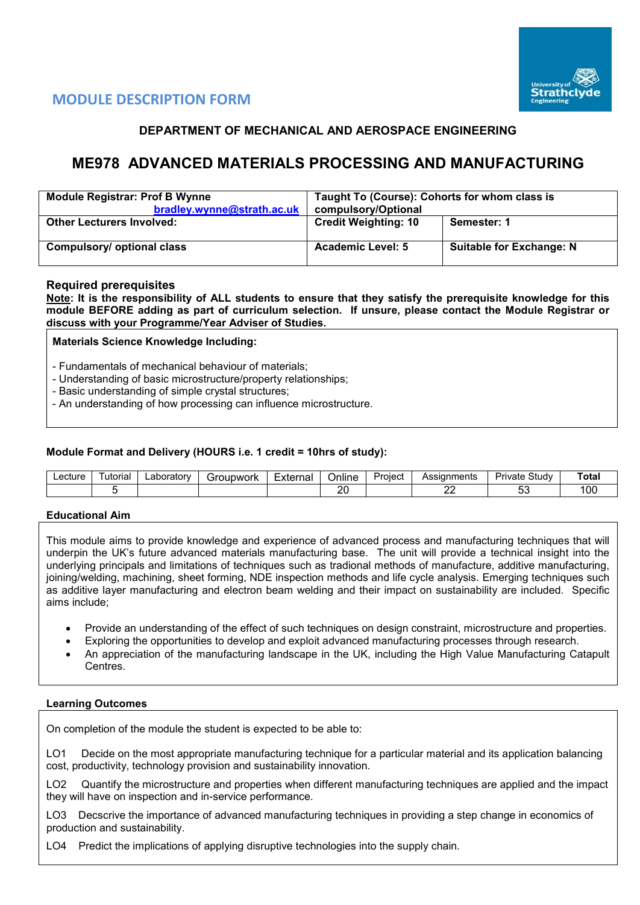## MODULE DESCRIPTION FORM

**DEPARTMENT OF MECHANICAL AND AEROSPACE ENGINEERING**

# ME978 ADVANCED MATERIALS PROCESSING AND MANUFACTURING

| **Module Registrar: Prof B Wynne** bradley.wynne@strath.ac.uk | **Taught To (Course): Cohorts for whom class is compulsory/Optional** | |
|---|---|---|
| **Other Lecturers Involved:** | **Credit Weighting: 10** | **Semester: 1** |
| **Compulsory/ optional class** | **Academic Level: 5** | **Suitable for Exchange: N** |

### Required prerequisites

**Note: It is the responsibility of ALL students to ensure that they satisfy the prerequisite knowledge for this module BEFORE adding as part of curriculum selection. If unsure, please contact the Module Registrar or discuss with your Programme/Year Adviser of Studies.**

**Materials Science Knowledge Including:**

- Fundamentals of mechanical behaviour of materials;
- Understanding of basic microstructure/property relationships;
- Basic understanding of simple crystal structures;
- An understanding of how processing can influence microstructure.

### Module Format and Delivery (HOURS i.e. 1 credit = 10hrs of study):

| Lecture | Tutorial | Laboratory | Groupwork | External | Online | Project | Assignments | Private Study | **Total** |
|---|---|---|---|---|---|---|---|---|---|
| | 5 | | | | 20 | | 22 | 53 | 100 |

### Educational Aim

This module aims to provide knowledge and experience of advanced process and manufacturing techniques that will underpin the UK's future advanced materials manufacturing base. The unit will provide a technical insight into the underlying principals and limitations of techniques such as tradional methods of manufacture, additive manufacturing, joining/welding, machining, sheet forming, NDE inspection methods and life cycle analysis. Emerging techniques such as additive layer manufacturing and electron beam welding and their impact on sustainability are included. Specific aims include;

- Provide an understanding of the effect of such techniques on design constraint, microstructure and properties.
- Exploring the opportunities to develop and exploit advanced manufacturing processes through research.
- An appreciation of the manufacturing landscape in the UK, including the High Value Manufacturing Catapult Centres.

### Learning Outcomes

On completion of the module the student is expected to be able to:

LO1 Decide on the most appropriate manufacturing technique for a particular material and its application balancing cost, productivity, technology provision and sustainability innovation.

LO2 Quantify the microstructure and properties when different manufacturing techniques are applied and the impact they will have on inspection and in-service performance.

LO3 Decscrive the importance of advanced manufacturing techniques in providing a step change in economics of production and sustainability.

LO4 Predict the implications of applying disruptive technologies into the supply chain.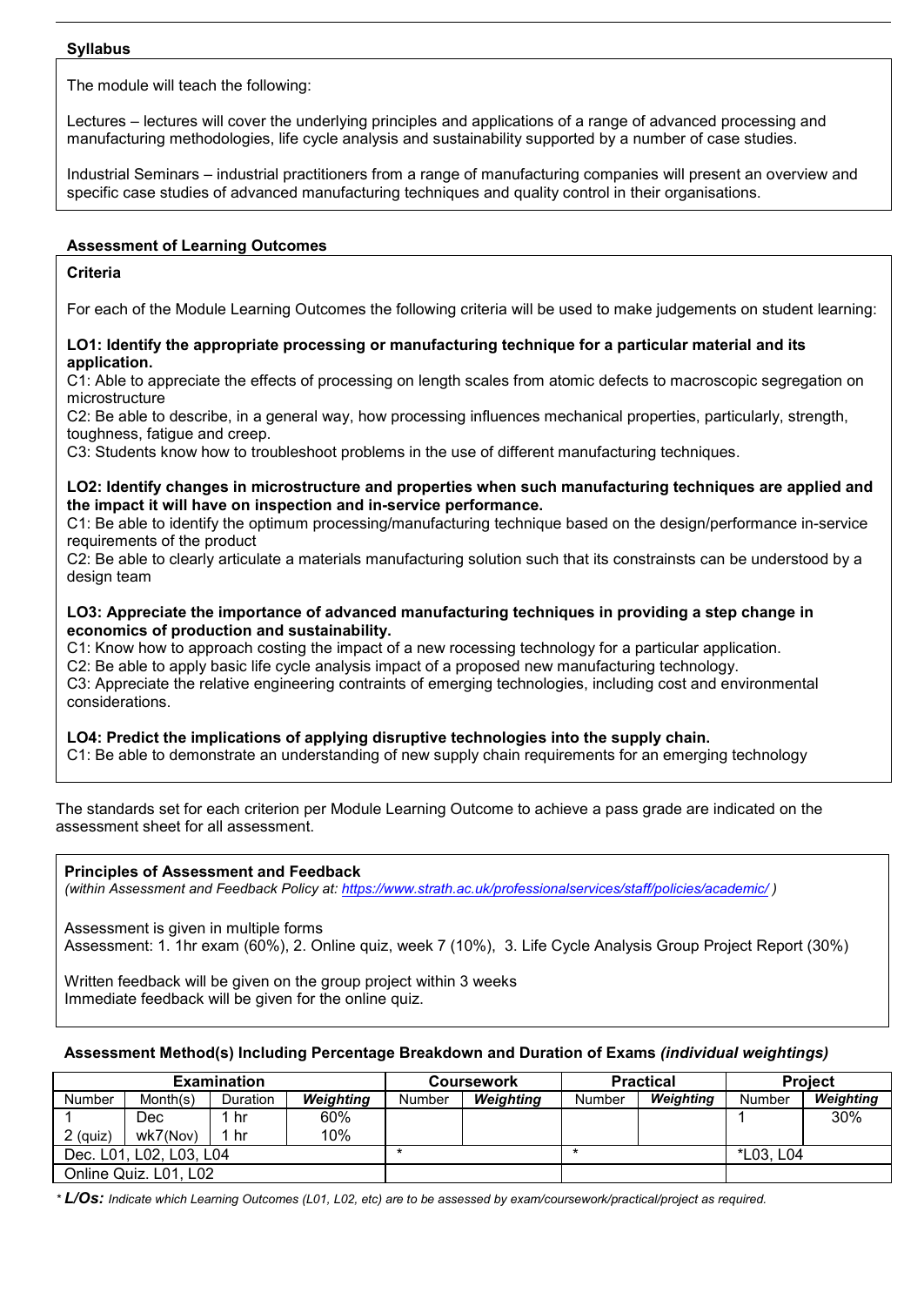**Syllabus**

The module will teach the following:

Lectures – lectures will cover the underlying principles and applications of a range of advanced processing and manufacturing methodologies, life cycle analysis and sustainability supported by a number of case studies.

Industrial Seminars – industrial practitioners from a range of manufacturing companies will present an overview and specific case studies of advanced manufacturing techniques and quality control in their organisations.

**Assessment of Learning Outcomes**

**Criteria**

For each of the Module Learning Outcomes the following criteria will be used to make judgements on student learning:

**LO1: Identify the appropriate processing or manufacturing technique for a particular material and its application.**
C1: Able to appreciate the effects of processing on length scales from atomic defects to macroscopic segregation on microstructure
C2: Be able to describe, in a general way, how processing influences mechanical properties, particularly, strength, toughness, fatigue and creep.
C3: Students know how to troubleshoot problems in the use of different manufacturing techniques.

**LO2: Identify changes in microstructure and properties when such manufacturing techniques are applied and the impact it will have on inspection and in-service performance.**
C1: Be able to identify the optimum processing/manufacturing technique based on the design/performance in-service requirements of the product
C2: Be able to clearly articulate a materials manufacturing solution such that its constrainsts can be understood by a design team

**LO3: Appreciate the importance of advanced manufacturing techniques in providing a step change in economics of production and sustainability.**
C1: Know how to approach costing the impact of a new rocessing technology for a particular application.
C2: Be able to apply basic life cycle analysis impact of a proposed new manufacturing technology.
C3: Appreciate the relative engineering contraints of emerging technologies, including cost and environmental considerations.

**LO4: Predict the implications of applying disruptive technologies into the supply chain.**
C1: Be able to demonstrate an understanding of new supply chain requirements for an emerging technology

The standards set for each criterion per Module Learning Outcome to achieve a pass grade are indicated on the assessment sheet for all assessment.

**Principles of Assessment and Feedback**
*(within Assessment and Feedback Policy at: https://www.strath.ac.uk/professionalservices/staff/policies/academic/ )*

Assessment is given in multiple forms
Assessment: 1. 1hr exam (60%), 2. Online quiz, week 7 (10%), 3. Life Cycle Analysis Group Project Report (30%)

Written feedback will be given on the group project within 3 weeks
Immediate feedback will be given for the online quiz.

**Assessment Method(s) Including Percentage Breakdown and Duration of Exams** ***(individual weightings)***

| Examination | | | | Coursework | | Practical | | Project | |
|---|---|---|---|---|---|---|---|---|---|
| Number | Month(s) | Duration | ***Weighting*** | Number | ***Weighting*** | Number | ***Weighting*** | Number | ***Weighting*** |
| 1 | Dec | 1 hr | 60% | | | | | 1 | 30% |
| 2 (quiz) | wk7(Nov) | 1 hr | 10% | | | | | | |
| Dec. L01, L02, L03, L04 | | | | * | | * | | *L03, L04 | |
| Online Quiz. L01, L02 | | | | | | | | | |

\* ***L/Os:*** *Indicate which Learning Outcomes (L01, L02, etc) are to be assessed by exam/coursework/practical/project as required.*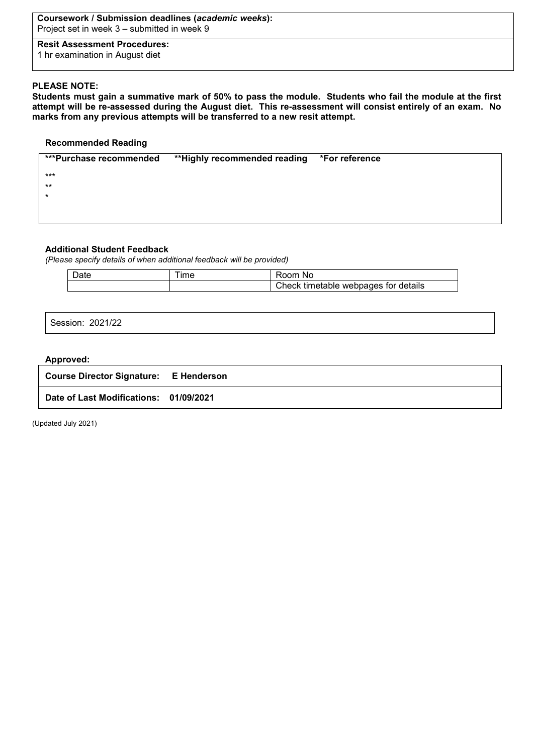| **Coursework / Submission deadlines (*academic weeks*):** |
|---|
| Project set in week 3 – submitted in week 9 |
| **Resit Assessment Procedures:** |
| 1 hr examination in August diet |

**PLEASE NOTE:**

**Students must gain a summative mark of 50% to pass the module. Students who fail the module at the first attempt will be re-assessed during the August diet. This re-assessment will consist entirely of an exam. No marks from any previous attempts will be transferred to a new resit attempt.**

**Recommended Reading**

| ***Purchase recommended | **Highly recommended reading | *For reference |
|---|---|---|
| *** | | |
| ** | | |
| * | | |

**Additional Student Feedback**

*(Please specify details of when additional feedback will be provided)*

| Date | Time | Room No |
|---|---|---|
| | | Check timetable webpages for details |

Session: 2021/22

**Approved:**

| **Course Director Signature:** | **E Henderson** |
|---|---|
| **Date of Last Modifications:** | **01/09/2021** |

(Updated July 2021)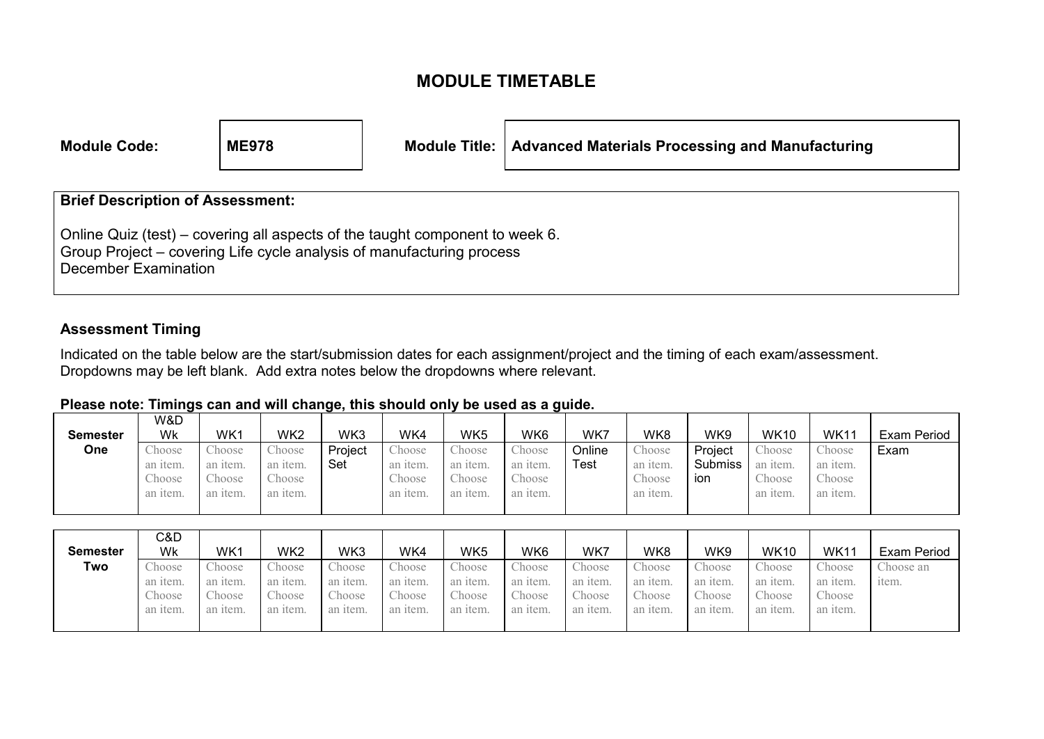# MODULE TIMETABLE

**Module Code:** **ME978** **Module Title:** **Advanced Materials Processing and Manufacturing**

**Brief Description of Assessment:**

Online Quiz (test) – covering all aspects of the taught component to week 6.
Group Project – covering Life cycle analysis of manufacturing process
December Examination

### Assessment Timing

Indicated on the table below are the start/submission dates for each assignment/project and the timing of each exam/assessment. Dropdowns may be left blank. Add extra notes below the dropdowns where relevant.

**Please note: Timings can and will change, this should only be used as a guide.**

| Semester One | W&D Wk | WK1 | WK2 | WK3 | WK4 | WK5 | WK6 | WK7 | WK8 | WK9 | WK10 | WK11 | Exam Period |
|---|---|---|---|---|---|---|---|---|---|---|---|---|---|
| | Choose an item. Choose an item. | Choose an item. Choose an item. | Choose an item. Choose an item. | Project Set | Choose an item. Choose an item. | Choose an item. Choose an item. | Choose an item. Choose an item. | Online Test | Choose an item. Choose an item. | Project Submission | Choose an item. Choose an item. | Choose an item. Choose an item. | Exam |

| Semester Two | C&D Wk | WK1 | WK2 | WK3 | WK4 | WK5 | WK6 | WK7 | WK8 | WK9 | WK10 | WK11 | Exam Period |
|---|---|---|---|---|---|---|---|---|---|---|---|---|---|
| | Choose an item. Choose an item. | Choose an item. Choose an item. | Choose an item. Choose an item. | Choose an item. Choose an item. | Choose an item. Choose an item. | Choose an item. Choose an item. | Choose an item. Choose an item. | Choose an item. Choose an item. | Choose an item. Choose an item. | Choose an item. Choose an item. | Choose an item. Choose an item. | Choose an item. Choose an item. | Choose an item. |